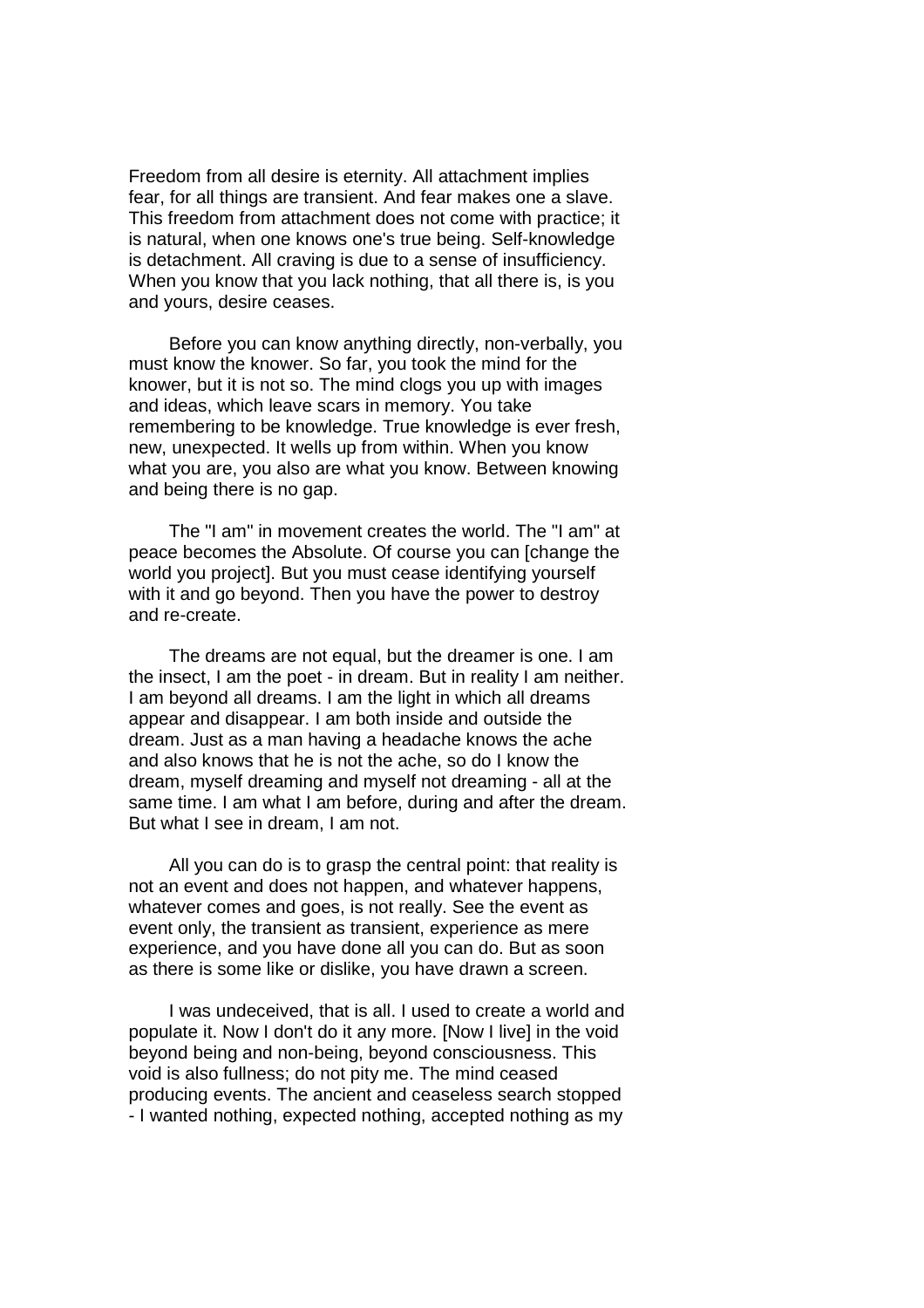Freedom from all desire is eternity. All attachment implies fear, for all things are transient. And fear makes one a slave. This freedom from attachment does not come with practice; it is natural, when one knows one's true being. Self-knowledge is detachment. All craving is due to a sense of insufficiency. When you know that you lack nothing, that all there is, is you and yours, desire ceases.

Before you can know anything directly, non-verbally, you must know the knower. So far, you took the mind for the knower, but it is not so. The mind clogs you up with images and ideas, which leave scars in memory. You take remembering to be knowledge. True knowledge is ever fresh, new, unexpected. It wells up from within. When you know what you are, you also are what you know. Between knowing and being there is no gap.

The "I am" in movement creates the world. The "I am" at peace becomes the Absolute. Of course you can [change the world you project]. But you must cease identifying yourself with it and go beyond. Then you have the power to destroy and re-create.

The dreams are not equal, but the dreamer is one. I am the insect, I am the poet - in dream. But in reality I am neither. I am beyond all dreams. I am the light in which all dreams appear and disappear. I am both inside and outside the dream. Just as a man having a headache knows the ache and also knows that he is not the ache, so do I know the dream, myself dreaming and myself not dreaming - all at the same time. I am what I am before, during and after the dream. But what I see in dream, I am not.

All you can do is to grasp the central point: that reality is not an event and does not happen, and whatever happens, whatever comes and goes, is not really. See the event as event only, the transient as transient, experience as mere experience, and you have done all you can do. But as soon as there is some like or dislike, you have drawn a screen.

I was undeceived, that is all. I used to create a world and populate it. Now I don't do it any more. [Now I live] in the void beyond being and non-being, beyond consciousness. This void is also fullness; do not pity me. The mind ceased producing events. The ancient and ceaseless search stopped - I wanted nothing, expected nothing, accepted nothing as my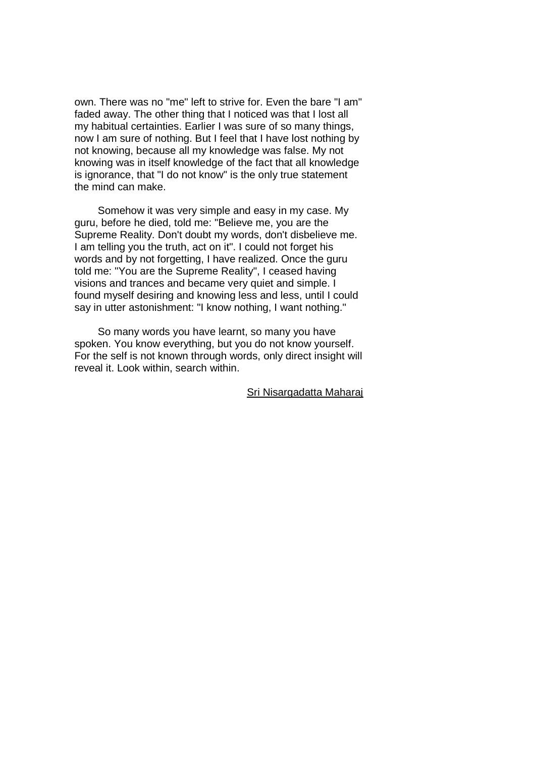own. There was no "me" left to strive for. Even the bare "I am" faded away. The other thing that I noticed was that I lost all my habitual certainties. Earlier I was sure of so many things, now I am sure of nothing. But I feel that I have lost nothing by not knowing, because all my knowledge was false. My not knowing was in itself knowledge of the fact that all knowledge is ignorance, that "I do not know" is the only true statement the mind can make.

Somehow it was very simple and easy in my case. My guru, before he died, told me: "Believe me, you are the Supreme Reality. Don't doubt my words, don't disbelieve me. I am telling you the truth, act on it". I could not forget his words and by not forgetting, I have realized. Once the guru told me: "You are the Supreme Reality", I ceased having visions and trances and became very quiet and simple. I found myself desiring and knowing less and less, until I could say in utter astonishment: "I know nothing, I want nothing."

So many words you have learnt, so many you have spoken. You know everything, but you do not know yourself. For the self is not known through words, only direct insight will reveal it. Look within, search within.

<u>Sri Nisargadatta Maharaj</u>